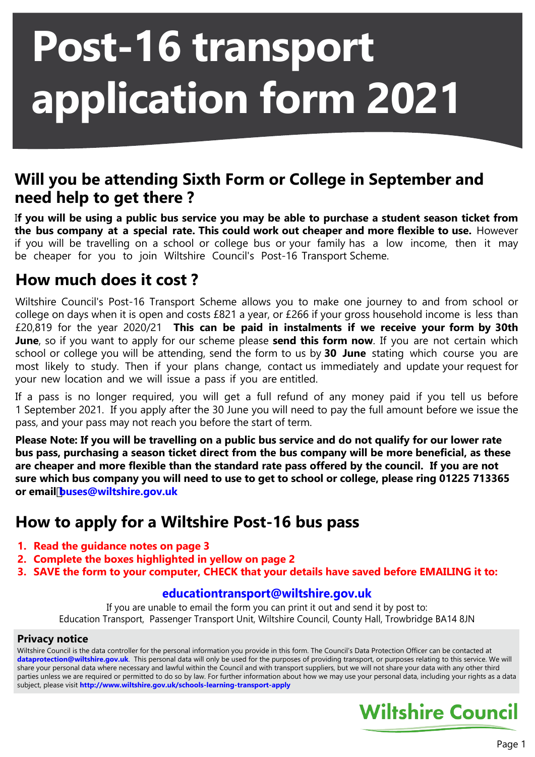# Post-16 transport application form 2021

## Will you be attending Sixth Form or College in September and need help to get there ?

**If you will be using a public bus service you may be able to purchase a student season ticket from the bus company at a special rate. This could work out cheaper and more flexible to use.** However if you will be travelling on a school or college bus or your family has a low income, then it may be cheaper for you to join Wiltshire Council's Post-16 Transport Scheme.

## How much does it cost ?

Wiltshire Council's Post-16 Transport Scheme allows you to make one journey to and from school or college on days when it is open and costs £821 a year, or £266 if your gross household income is less than £20,819 for the year 2020/21 **This can be paid in instalments if we receive your form by 30th June**, so if you want to apply for our scheme please **send this form now**. If you are not certain which school or college you will be attending, send the form to us by **30 June** stating which course you are most likely to study. Then if your plans change, contact us immediately and update your request for your new location and we will issue a pass if you are entitled.

If a pass is no longer required, you will get a full refund of any money paid if you tell us before 1 September 2021. If you apply after the 30 June you will need to pay the full amount before we issue the pass, and your pass may not reach you before the start of term.

**Please Note: If you will be travelling on a public bus service and do not qualify for our lower rate bus pass, purchasing a season ticket direct from the bus company will be more beneficial, as these are cheaper and more flexible than the standard rate pass offered by the council. If you are not sure which bus company you will need to use to get to school or college, please ring 01225 713365 or email buses@wiltshire.gov.uk**

## How to apply for a Wiltshire Post-16 bus pass

1. **Read the guidance notes on page 3**
2. **Complete the boxes highlighted in yellow on page 2**
3. **SAVE the form to your computer, CHECK that your details have saved before EMAILING it to:**

**educationtransport@wiltshire.gov.uk**

If you are unable to email the form you can print it out and send it by post to:
Education Transport, Passenger Transport Unit, Wiltshire Council, County Hall, Trowbridge BA14 8JN

### Privacy notice

Wiltshire Council is the data controller for the personal information you provide in this form. The Council's Data Protection Officer can be contacted at **dataprotection@wiltshire.gov.uk**. This personal data will only be used for the purposes of providing transport, or purposes relating to this service. We will share your personal data when necessary and lawful within the Council and with transport suppliers, but we will not share your data with any other third parties unless we are required or permitted to do so by law. For further information about how we may use your personal data, including your rights as a data subject, please visit **http://www.wiltshire.gov.uk/schools-learning-transport-apply**

Wiltshire Council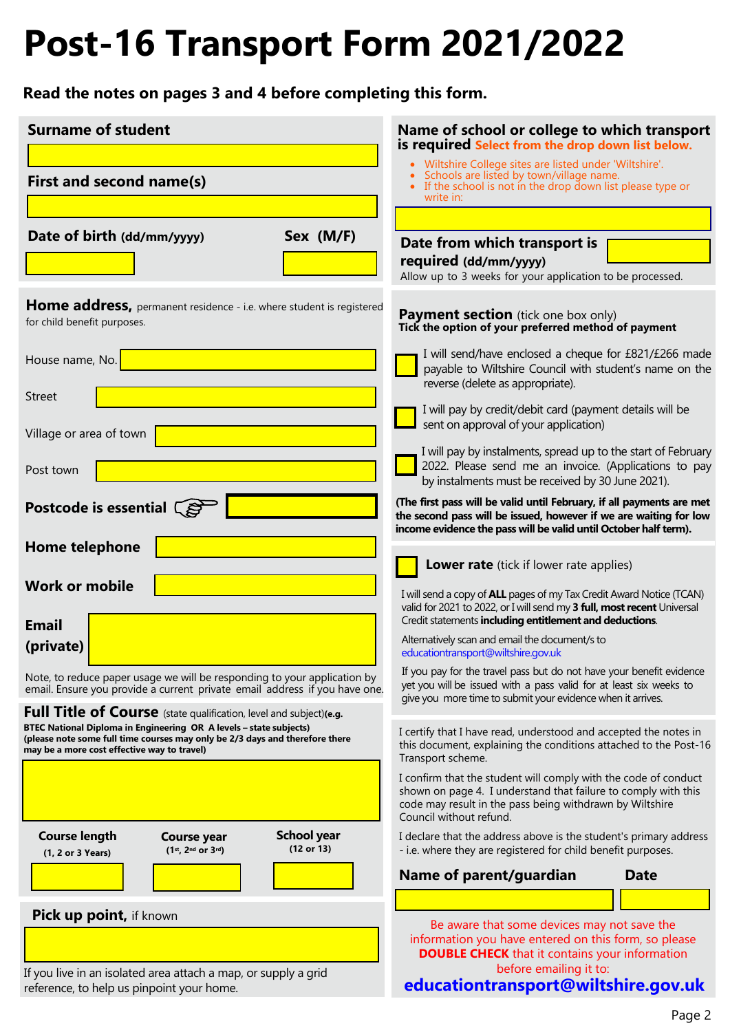# Post-16 Transport Form 2021/2022

**Read the notes on pages 3 and 4 before completing this form.**

**Surname of student**

**First and second name(s)**

**Date of birth** (dd/mm/yyyy)

**Sex (M/F)**

**Home address,** permanent residence - i.e. where student is registered for child benefit purposes.

House name, No.

Street

Village or area of town

Post town

**Postcode is essential** ☞

**Home telephone**

**Work or mobile**

**Email (private)**

Note, to reduce paper usage we will be responding to your application by email. Ensure you provide a current private email address if you have one.

**Full Title of Course** (state qualification, level and subject)**(e.g. BTEC National Diploma in Engineering OR A levels – state subjects) (please note some full time courses may only be 2/3 days and therefore there may be a more cost effective way to travel)**

| **Course length** (1, 2 or 3 Years) | **Course year** (1st, 2nd or 3rd) | **School year** (12 or 13) |
|---|---|---|
| | | |

**Pick up point,** if known

If you live in an isolated area attach a map, or supply a grid reference, to help us pinpoint your home.

**Name of school or college to which transport is required** Select from the drop down list below.

- Wiltshire College sites are listed under 'Wiltshire'.
- Schools are listed by town/village name.
- If the school is not in the drop down list please type or write in:

**Date from which transport is required** (dd/mm/yyyy)

Allow up to 3 weeks for your application to be processed.

**Payment section** (tick one box only)
**Tick the option of your preferred method of payment**

- ☐ I will send/have enclosed a cheque for £821/£266 made payable to Wiltshire Council with student's name on the reverse (delete as appropriate).
- ☐ I will pay by credit/debit card (payment details will be sent on approval of your application)
- ☐ I will pay by instalments, spread up to the start of February 2022. Please send me an invoice. (Applications to pay by instalments must be received by 30 June 2021).

**(The first pass will be valid until February, if all payments are met the second pass will be issued, however if we are waiting for low income evidence the pass will be valid until October half term).**

☐ **Lower rate** (tick if lower rate applies)

I will send a copy of **ALL** pages of my Tax Credit Award Notice (TCAN) valid for 2021 to 2022, or I will send my **3 full, most recent** Universal Credit statements **including entitlement and deductions**.

Alternatively scan and email the document/s to educationtransport@wiltshire.gov.uk

If you pay for the travel pass but do not have your benefit evidence yet you will be issued with a pass valid for at least six weeks to give you more time to submit your evidence when it arrives.

I certify that I have read, understood and accepted the notes in this document, explaining the conditions attached to the Post-16 Transport scheme.

I confirm that the student will comply with the code of conduct shown on page 4. I understand that failure to comply with this code may result in the pass being withdrawn by Wiltshire Council without refund.

I declare that the address above is the student's primary address - i.e. where they are registered for child benefit purposes.

**Name of parent/guardian** **Date**

Be aware that some devices may not save the information you have entered on this form, so please **DOUBLE CHECK** that it contains your information before emailing it to:

**educationtransport@wiltshire.gov.uk**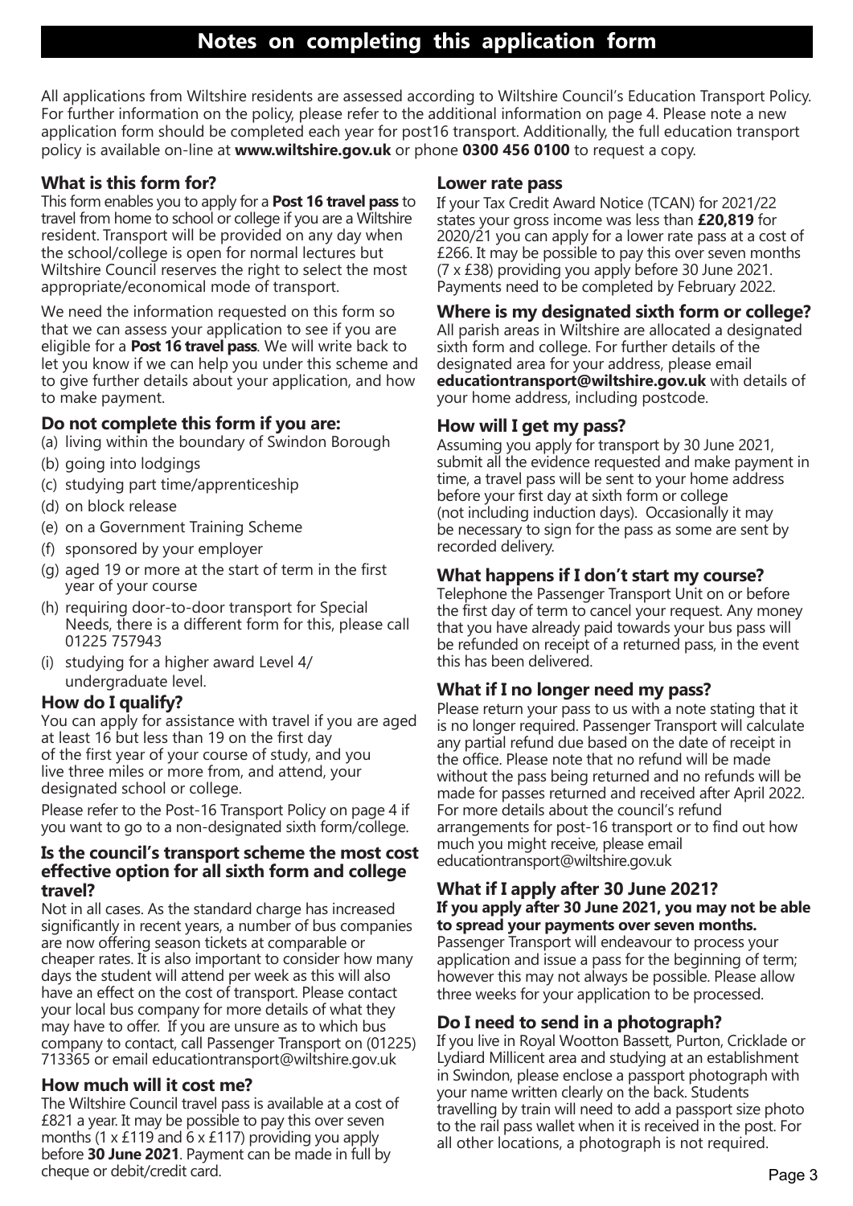# Notes on completing this application form

All applications from Wiltshire residents are assessed according to Wiltshire Council's Education Transport Policy. For further information on the policy, please refer to the additional information on page 4. Please note a new application form should be completed each year for post16 transport. Additionally, the full education transport policy is available on-line at **www.wiltshire.gov.uk** or phone **0300 456 0100** to request a copy.

## What is this form for?

This form enables you to apply for a **Post 16 travel pass** to travel from home to school or college if you are a Wiltshire resident. Transport will be provided on any day when the school/college is open for normal lectures but Wiltshire Council reserves the right to select the most appropriate/economical mode of transport.

We need the information requested on this form so that we can assess your application to see if you are eligible for a **Post 16 travel pass**. We will write back to let you know if we can help you under this scheme and to give further details about your application, and how to make payment.

## Do not complete this form if you are:

(a) living within the boundary of Swindon Borough
(b) going into lodgings
(c) studying part time/apprenticeship
(d) on block release
(e) on a Government Training Scheme
(f) sponsored by your employer
(g) aged 19 or more at the start of term in the first year of your course
(h) requiring door-to-door transport for Special Needs, there is a different form for this, please call 01225 757943
(i) studying for a higher award Level 4/ undergraduate level.

## How do I qualify?

You can apply for assistance with travel if you are aged at least 16 but less than 19 on the first day of the first year of your course of study, and you live three miles or more from, and attend, your designated school or college.

Please refer to the Post-16 Transport Policy on page 4 if you want to go to a non-designated sixth form/college.

## Is the council's transport scheme the most cost effective option for all sixth form and college travel?

Not in all cases. As the standard charge has increased significantly in recent years, a number of bus companies are now offering season tickets at comparable or cheaper rates. It is also important to consider how many days the student will attend per week as this will also have an effect on the cost of transport. Please contact your local bus company for more details of what they may have to offer. If you are unsure as to which bus company to contact, call Passenger Transport on (01225) 713365 or email educationtransport@wiltshire.gov.uk

## How much will it cost me?

The Wiltshire Council travel pass is available at a cost of £821 a year. It may be possible to pay this over seven months (1 x £119 and 6 x £117) providing you apply before **30 June 2021**. Payment can be made in full by cheque or debit/credit card.

## Lower rate pass

If your Tax Credit Award Notice (TCAN) for 2021/22 states your gross income was less than **£20,819** for 2020/21 you can apply for a lower rate pass at a cost of £266. It may be possible to pay this over seven months (7 x £38) providing you apply before 30 June 2021. Payments need to be completed by February 2022.

## Where is my designated sixth form or college?

All parish areas in Wiltshire are allocated a designated sixth form and college. For further details of the designated area for your address, please email **educationtransport@wiltshire.gov.uk** with details of your home address, including postcode.

## How will I get my pass?

Assuming you apply for transport by 30 June 2021, submit all the evidence requested and make payment in time, a travel pass will be sent to your home address before your first day at sixth form or college (not including induction days). Occasionally it may be necessary to sign for the pass as some are sent by recorded delivery.

## What happens if I don't start my course?

Telephone the Passenger Transport Unit on or before the first day of term to cancel your request. Any money that you have already paid towards your bus pass will be refunded on receipt of a returned pass, in the event this has been delivered.

## What if I no longer need my pass?

Please return your pass to us with a note stating that it is no longer required. Passenger Transport will calculate any partial refund due based on the date of receipt in the office. Please note that no refund will be made without the pass being returned and no refunds will be made for passes returned and received after April 2022. For more details about the council's refund arrangements for post-16 transport or to find out how much you might receive, please email educationtransport@wiltshire.gov.uk

## What if I apply after 30 June 2021?

**If you apply after 30 June 2021, you may not be able to spread your payments over seven months.**
Passenger Transport will endeavour to process your application and issue a pass for the beginning of term; however this may not always be possible. Please allow three weeks for your application to be processed.

## Do I need to send in a photograph?

If you live in Royal Wootton Bassett, Purton, Cricklade or Lydiard Millicent area and studying at an establishment in Swindon, please enclose a passport photograph with your name written clearly on the back. Students travelling by train will need to add a passport size photo to the rail pass wallet when it is received in the post. For all other locations, a photograph is not required.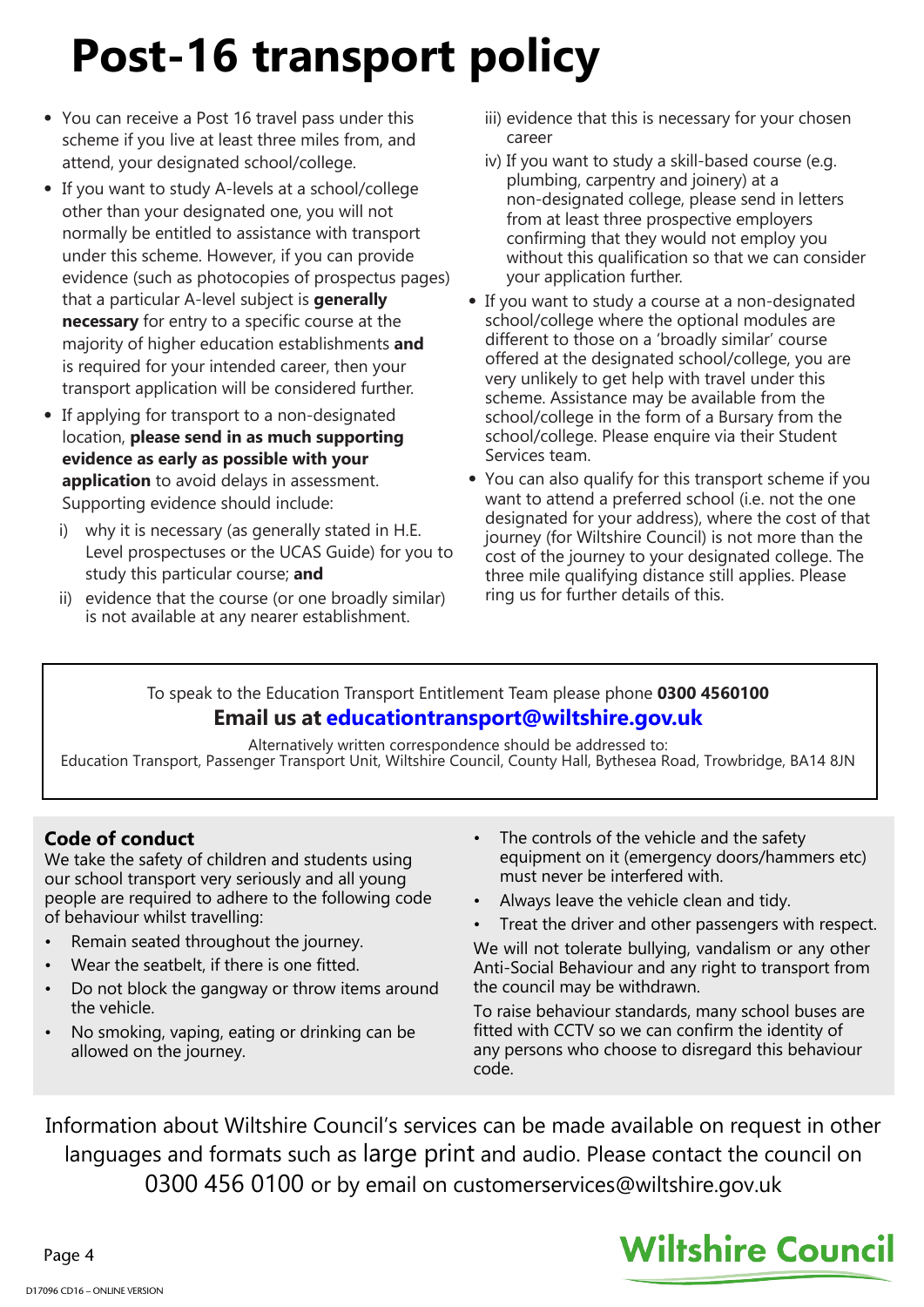# Post-16 transport policy

- You can receive a Post 16 travel pass under this scheme if you live at least three miles from, and attend, your designated school/college.
- If you want to study A-levels at a school/college other than your designated one, you will not normally be entitled to assistance with transport under this scheme. However, if you can provide evidence (such as photocopies of prospectus pages) that a particular A-level subject is **generally necessary** for entry to a specific course at the majority of higher education establishments **and** is required for your intended career, then your transport application will be considered further.
- If applying for transport to a non-designated location, **please send in as much supporting evidence as early as possible with your application** to avoid delays in assessment. Supporting evidence should include:
  - i) why it is necessary (as generally stated in H.E. Level prospectuses or the UCAS Guide) for you to study this particular course; **and**
  - ii) evidence that the course (or one broadly similar) is not available at any nearer establishment.
  - iii) evidence that this is necessary for your chosen career
  - iv) If you want to study a skill-based course (e.g. plumbing, carpentry and joinery) at a non-designated college, please send in letters from at least three prospective employers confirming that they would not employ you without this qualification so that we can consider your application further.
- If you want to study a course at a non-designated school/college where the optional modules are different to those on a 'broadly similar' course offered at the designated school/college, you are very unlikely to get help with travel under this scheme. Assistance may be available from the school/college in the form of a Bursary from the school/college. Please enquire via their Student Services team.
- You can also qualify for this transport scheme if you want to attend a preferred school (i.e. not the one designated for your address), where the cost of that journey (for Wiltshire Council) is not more than the cost of the journey to your designated college. The three mile qualifying distance still applies. Please ring us for further details of this.

To speak to the Education Transport Entitlement Team please phone **0300 4560100**

**Email us at educationtransport@wiltshire.gov.uk**

Alternatively written correspondence should be addressed to:
Education Transport, Passenger Transport Unit, Wiltshire Council, County Hall, Bythesea Road, Trowbridge, BA14 8JN

## Code of conduct

We take the safety of children and students using our school transport very seriously and all young people are required to adhere to the following code of behaviour whilst travelling:

- Remain seated throughout the journey.
- Wear the seatbelt, if there is one fitted.
- Do not block the gangway or throw items around the vehicle.
- No smoking, vaping, eating or drinking can be allowed on the journey.
- The controls of the vehicle and the safety equipment on it (emergency doors/hammers etc) must never be interfered with.
- Always leave the vehicle clean and tidy.
- Treat the driver and other passengers with respect.

We will not tolerate bullying, vandalism or any other Anti-Social Behaviour and any right to transport from the council may be withdrawn.

To raise behaviour standards, many school buses are fitted with CCTV so we can confirm the identity of any persons who choose to disregard this behaviour code.

Information about Wiltshire Council's services can be made available on request in other languages and formats such as large print and audio. Please contact the council on 0300 456 0100 or by email on customerservices@wiltshire.gov.uk

Wiltshire Council

D17096 CD16 – ONLINE VERSION